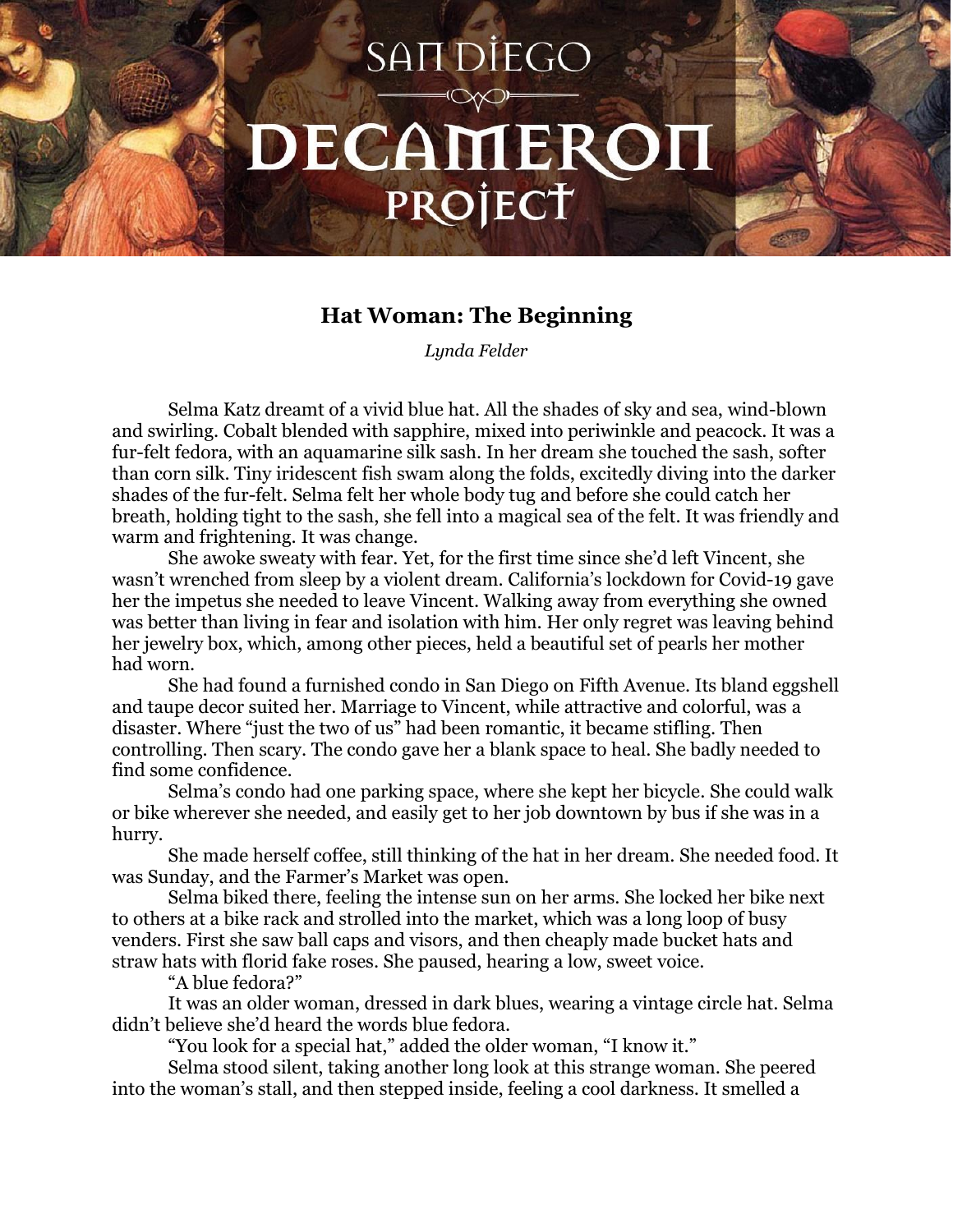# Hat Woman: The Beginning

*Lynda Felder*

Selma Katz dreamt of a vivid blue hat. All the shades of sky and sea, wind-blown and swirling. Cobalt blended with sapphire, mixed into periwinkle and peacock. It was a fur-felt fedora, with an aquamarine silk sash. In her dream she touched the sash, softer than corn silk. Tiny iridescent fish swam along the folds, excitedly diving into the darker shades of the fur-felt. Selma felt her whole body tug and before she could catch her breath, holding tight to the sash, she fell into a magical sea of the felt. It was friendly and warm and frightening. It was change.

She awoke sweaty with fear. Yet, for the first time since she'd left Vincent, she wasn't wrenched from sleep by a violent dream. California's lockdown for Covid-19 gave her the impetus she needed to leave Vincent. Walking away from everything she owned was better than living in fear and isolation with him. Her only regret was leaving behind her jewelry box, which, among other pieces, held a beautiful set of pearls her mother had worn.

She had found a furnished condo in San Diego on Fifth Avenue. Its bland eggshell and taupe decor suited her. Marriage to Vincent, while attractive and colorful, was a disaster. Where "just the two of us" had been romantic, it became stifling. Then controlling. Then scary. The condo gave her a blank space to heal. She badly needed to find some confidence.

Selma's condo had one parking space, where she kept her bicycle. She could walk or bike wherever she needed, and easily get to her job downtown by bus if she was in a hurry.

She made herself coffee, still thinking of the hat in her dream. She needed food. It was Sunday, and the Farmer's Market was open.

Selma biked there, feeling the intense sun on her arms. She locked her bike next to others at a bike rack and strolled into the market, which was a long loop of busy venders. First she saw ball caps and visors, and then cheaply made bucket hats and straw hats with florid fake roses. She paused, hearing a low, sweet voice.

"A blue fedora?"

It was an older woman, dressed in dark blues, wearing a vintage circle hat. Selma didn't believe she'd heard the words blue fedora.

"You look for a special hat," added the older woman, "I know it."

Selma stood silent, taking another long look at this strange woman. She peered into the woman's stall, and then stepped inside, feeling a cool darkness. It smelled a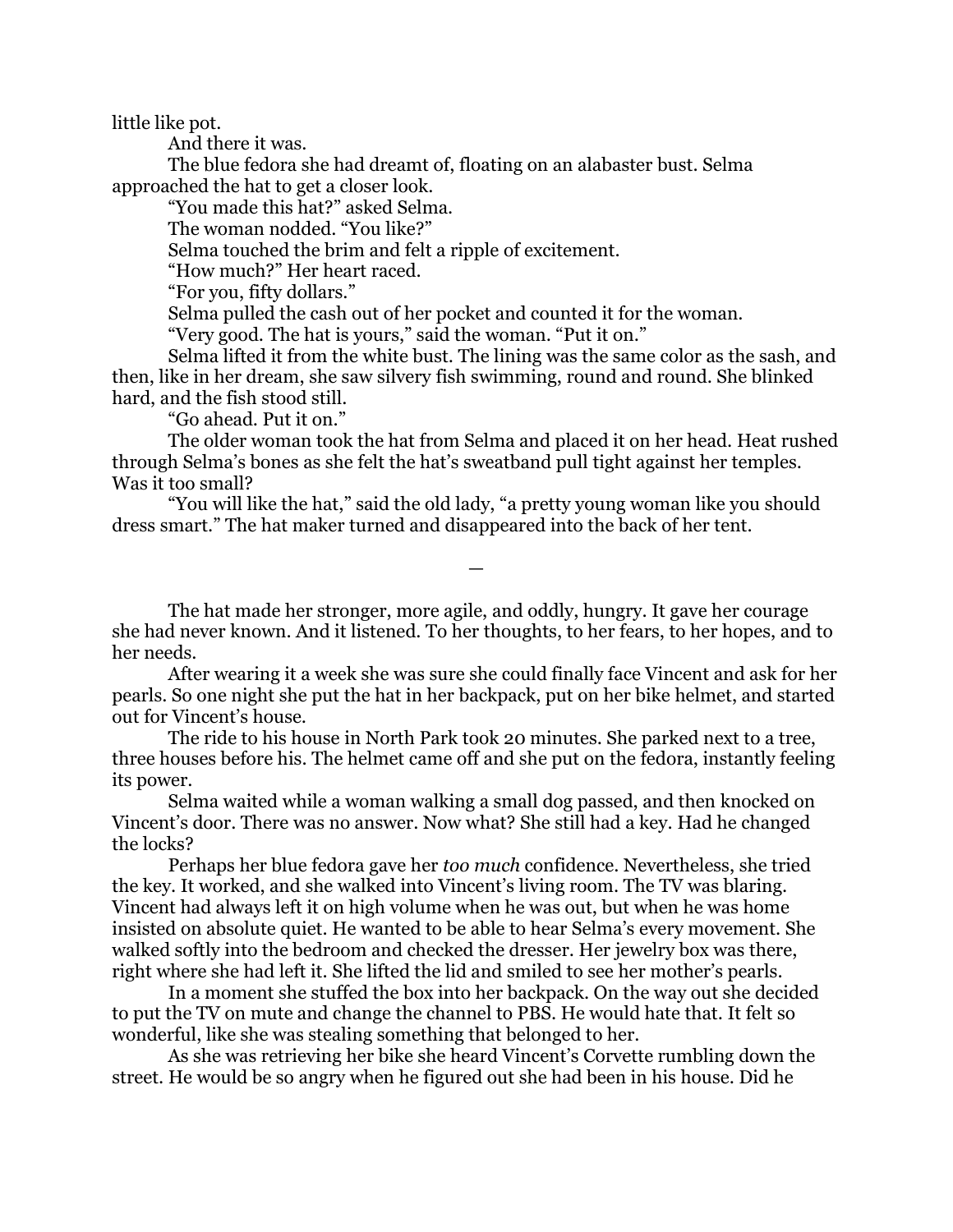little like pot.

And there it was.

The blue fedora she had dreamt of, floating on an alabaster bust. Selma approached the hat to get a closer look.

"You made this hat?" asked Selma.

The woman nodded. "You like?"

Selma touched the brim and felt a ripple of excitement.

"How much?" Her heart raced.

"For you, fifty dollars."

Selma pulled the cash out of her pocket and counted it for the woman.

"Very good. The hat is yours," said the woman. "Put it on."

Selma lifted it from the white bust. The lining was the same color as the sash, and then, like in her dream, she saw silvery fish swimming, round and round. She blinked hard, and the fish stood still.

"Go ahead. Put it on."

The older woman took the hat from Selma and placed it on her head. Heat rushed through Selma's bones as she felt the hat's sweatband pull tight against her temples. Was it too small?

"You will like the hat," said the old lady, "a pretty young woman like you should dress smart." The hat maker turned and disappeared into the back of her tent.

—

The hat made her stronger, more agile, and oddly, hungry. It gave her courage she had never known. And it listened. To her thoughts, to her fears, to her hopes, and to her needs.

After wearing it a week she was sure she could finally face Vincent and ask for her pearls. So one night she put the hat in her backpack, put on her bike helmet, and started out for Vincent's house.

The ride to his house in North Park took 20 minutes. She parked next to a tree, three houses before his. The helmet came off and she put on the fedora, instantly feeling its power.

Selma waited while a woman walking a small dog passed, and then knocked on Vincent's door. There was no answer. Now what? She still had a key. Had he changed the locks?

Perhaps her blue fedora gave her *too much* confidence. Nevertheless, she tried the key. It worked, and she walked into Vincent's living room. The TV was blaring. Vincent had always left it on high volume when he was out, but when he was home insisted on absolute quiet. He wanted to be able to hear Selma's every movement. She walked softly into the bedroom and checked the dresser. Her jewelry box was there, right where she had left it. She lifted the lid and smiled to see her mother's pearls.

In a moment she stuffed the box into her backpack. On the way out she decided to put the TV on mute and change the channel to PBS. He would hate that. It felt so wonderful, like she was stealing something that belonged to her.

As she was retrieving her bike she heard Vincent's Corvette rumbling down the street. He would be so angry when he figured out she had been in his house. Did he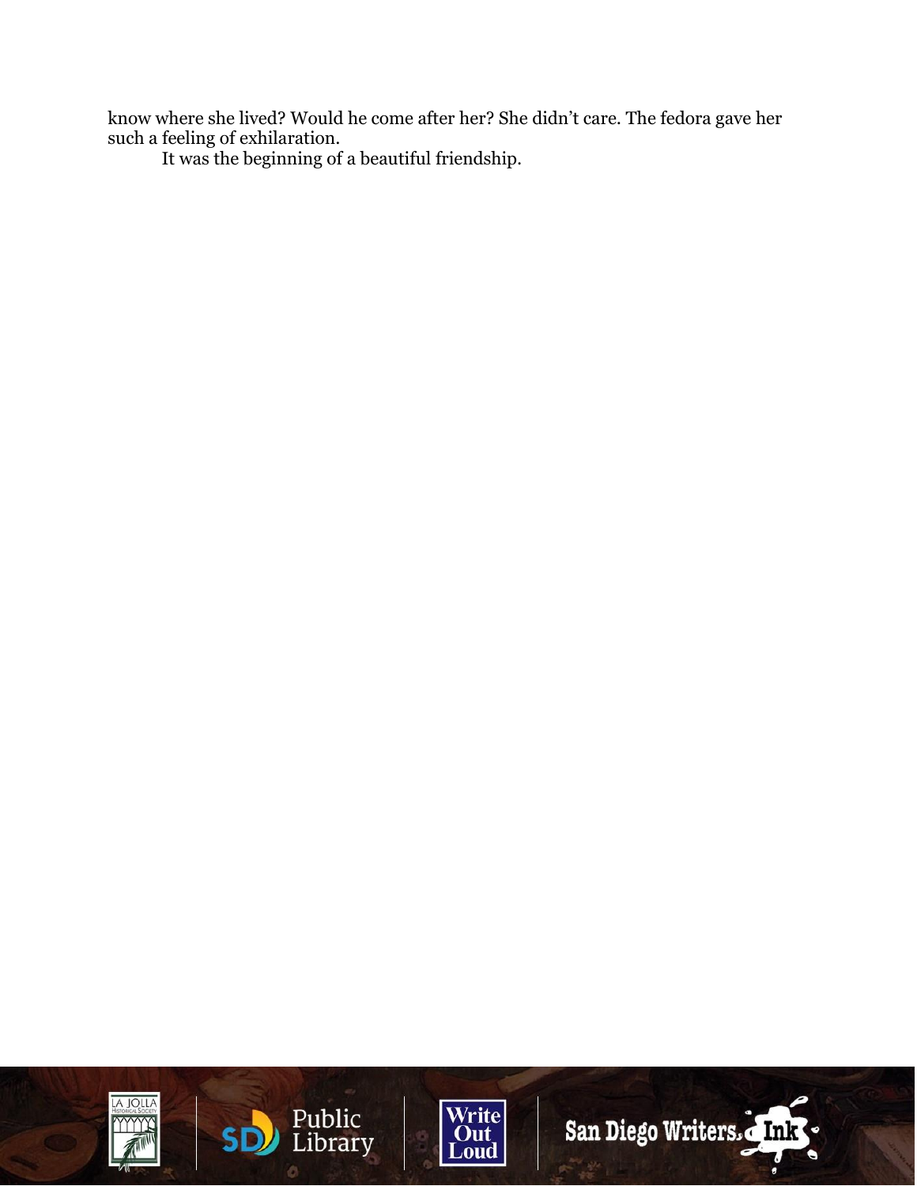know where she lived? Would he come after her? She didn't care. The fedora gave her such a feeling of exhilaration.

It was the beginning of a beautiful friendship.